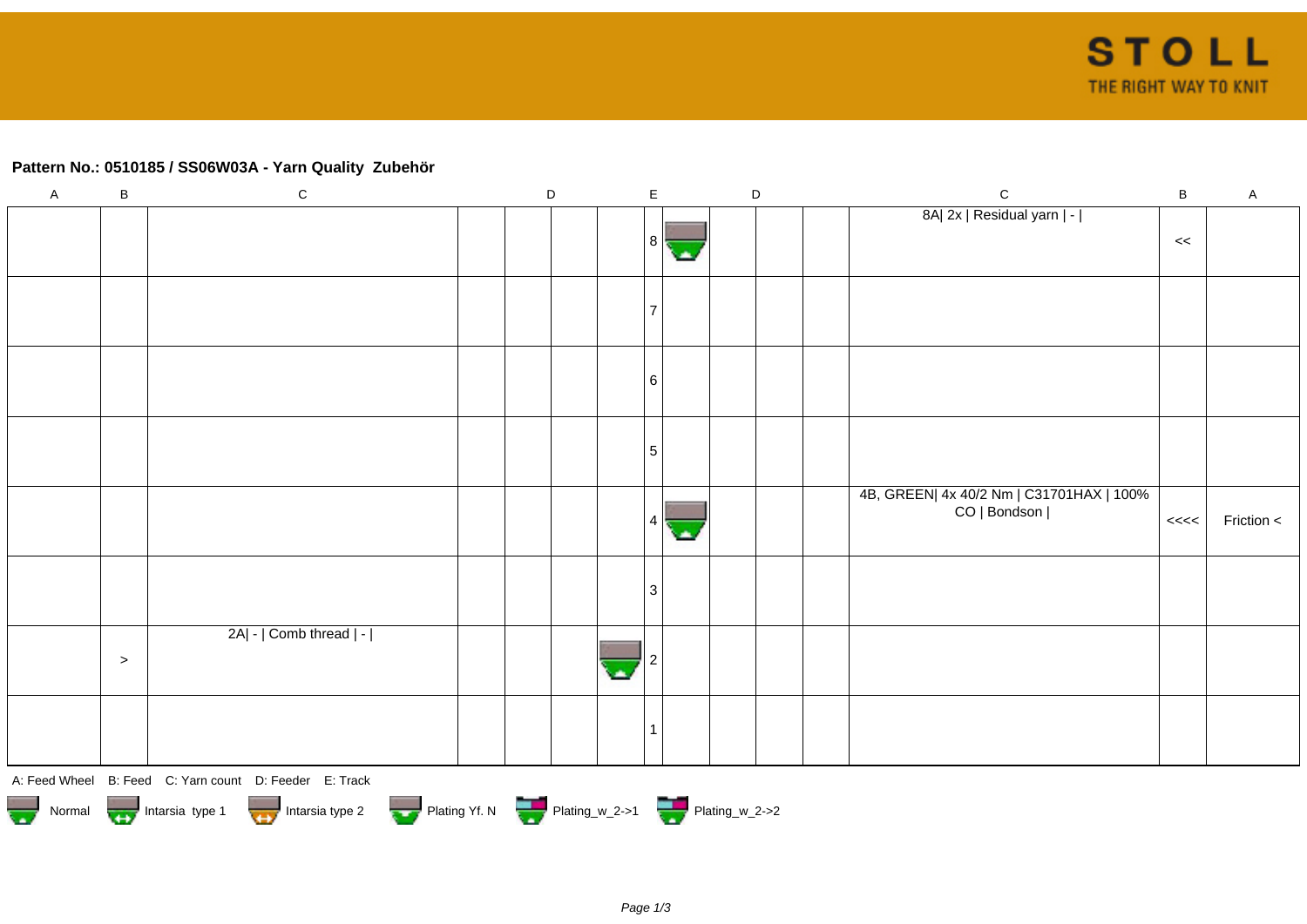### Pattern No.: 0510185 / SS06W03A - Yarn Quality  Zubehör

| A | B | C | D | D | D | D | E | D | D | D | D | C | B | A |
|---|---|---|---|---|---|---|---|---|---|---|---|---|---|---|
| | | | | | | | 8 | | | | | 8A\| 2x \| Residual yarn \| - \| | << | |
| | | | | | | | 7 | | | | | | | |
| | | | | | | | 6 | | | | | | | |
| | | | | | | | 5 | | | | | | | |
| | | | | | | | 4 | | | | | 4B, GREEN\| 4x 40/2 Nm \| C31701HAX \| 100% CO \| Bondson \| | <<<< | Friction < |
| | | | | | | | 3 | | | | | | | |
| | > | 2A\| - \| Comb thread \| - \| | | | | | 2 | | | | | | | |
| | | | | | | | 1 | | | | | | | |

A: Feed Wheel   B: Feed   C: Yarn count   D: Feeder   E: Track

Normal   Intarsia type 1   Intarsia type 2   Plating Yf. N   Plating_w_2->1   Plating_w_2->2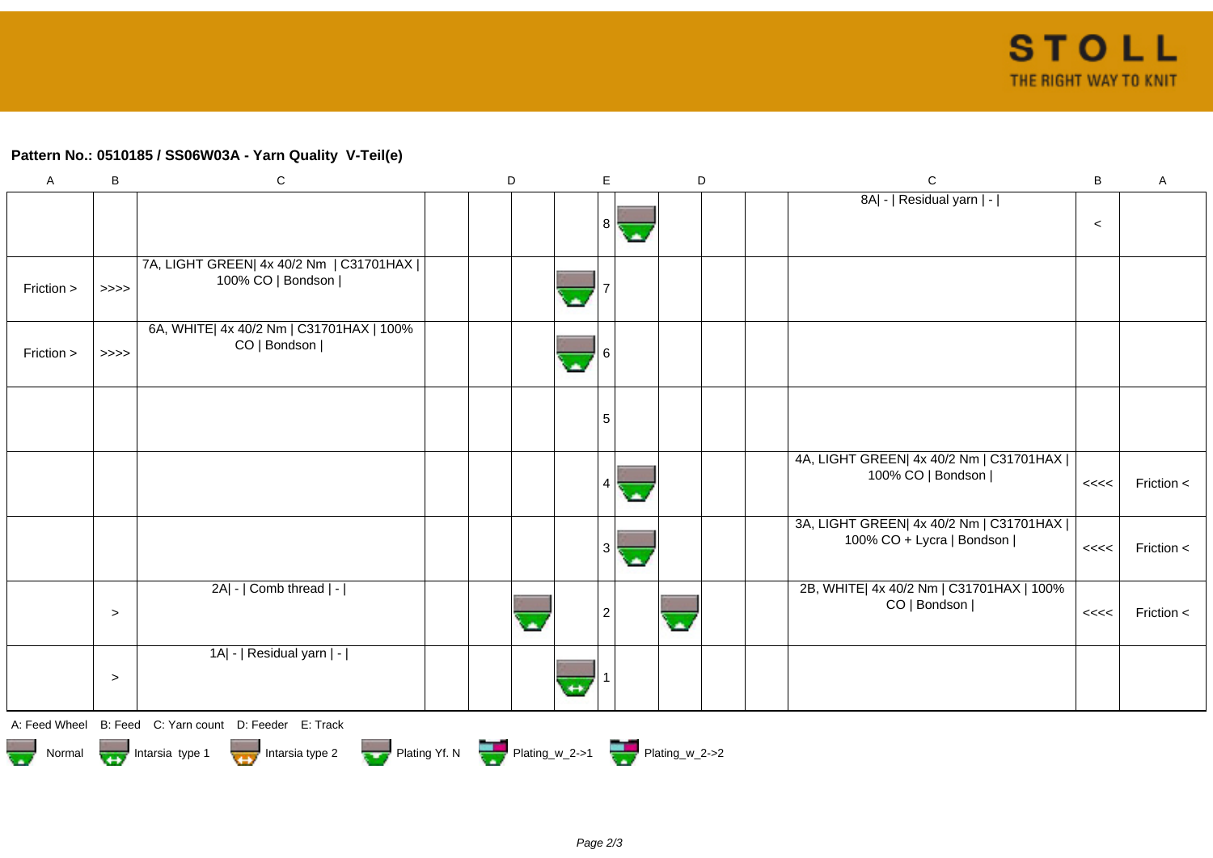**Pattern No.: 0510185 / SS06W03A - Yarn Quality V-Teil(e)**

| A | B | C | D | D | D | E | D | D | D | C | B | A |
|---|---|---|---|---|---|---|---|---|---|---|---|---|
| | | | | | | 8 | | | | 8A\| - \| Residual yarn \| - \| | < | |
| Friction > | >>>> | 7A, LIGHT GREEN\| 4x 40/2 Nm \| C31701HAX \| 100% CO \| Bondson \| | | | | 7 | | | | | | |
| Friction > | >>>> | 6A, WHITE\| 4x 40/2 Nm \| C31701HAX \| 100% CO \| Bondson \| | | | | 6 | | | | | | |
| | | | | | | 5 | | | | | | |
| | | | | | | 4 | | | | 4A, LIGHT GREEN\| 4x 40/2 Nm \| C31701HAX \| 100% CO \| Bondson \| | <<<< | Friction < |
| | | | | | | 3 | | | | 3A, LIGHT GREEN\| 4x 40/2 Nm \| C31701HAX \| 100% CO + Lycra \| Bondson \| | <<<< | Friction < |
| | > | 2A\| - \| Comb thread \| - \| | | | | 2 | | | | 2B, WHITE\| 4x 40/2 Nm \| C31701HAX \| 100% CO \| Bondson \| | <<<< | Friction < |
| | > | 1A\| - \| Residual yarn \| - \| | | | | 1 | | | | | | |

A: Feed Wheel B: Feed C: Yarn count D: Feeder E: Track

Normal Intarsia type 1 Intarsia type 2 Plating Yf. N Plating_w_2->1 Plating_w_2->2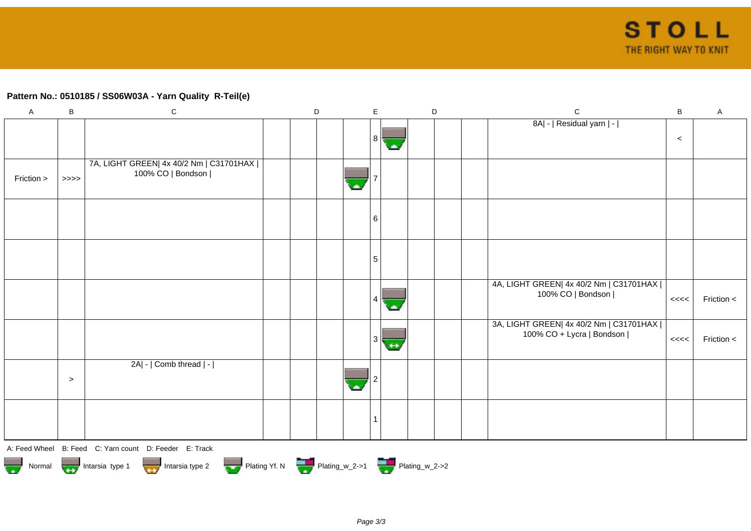**Pattern No.: 0510185 / SS06W03A - Yarn Quality  R-Teil(e)**

| A | B | C | D | D | D | E | D | D | D | C | B | A |
|---|---|---|---|---|---|---|---|---|---|---|---|---|
| | | | | | | 8 | | | | 8A\| - \| Residual yarn \| - \| | < | |
| Friction > | >>>> | 7A, LIGHT GREEN\| 4x 40/2 Nm \| C31701HAX \| 100% CO \| Bondson \| | | | | 7 | | | | | | |
| | | | | | | 6 | | | | | | |
| | | | | | | 5 | | | | | | |
| | | | | | | 4 | | | | 4A, LIGHT GREEN\| 4x 40/2 Nm \| C31701HAX \| 100% CO \| Bondson \| | <<<< | Friction < |
| | | | | | | 3 | | | | 3A, LIGHT GREEN\| 4x 40/2 Nm \| C31701HAX \| 100% CO + Lycra \| Bondson \| | <<<< | Friction < |
| | > | 2A\| - \| Comb thread \| - \| | | | | 2 | | | | | | |
| | | | | | | 1 | | | | | | |

A: Feed Wheel   B: Feed   C: Yarn count   D: Feeder   E: Track

Normal   Intarsia type 1   Intarsia type 2   Plating Yf. N   Plating_w_2->1   Plating_w_2->2